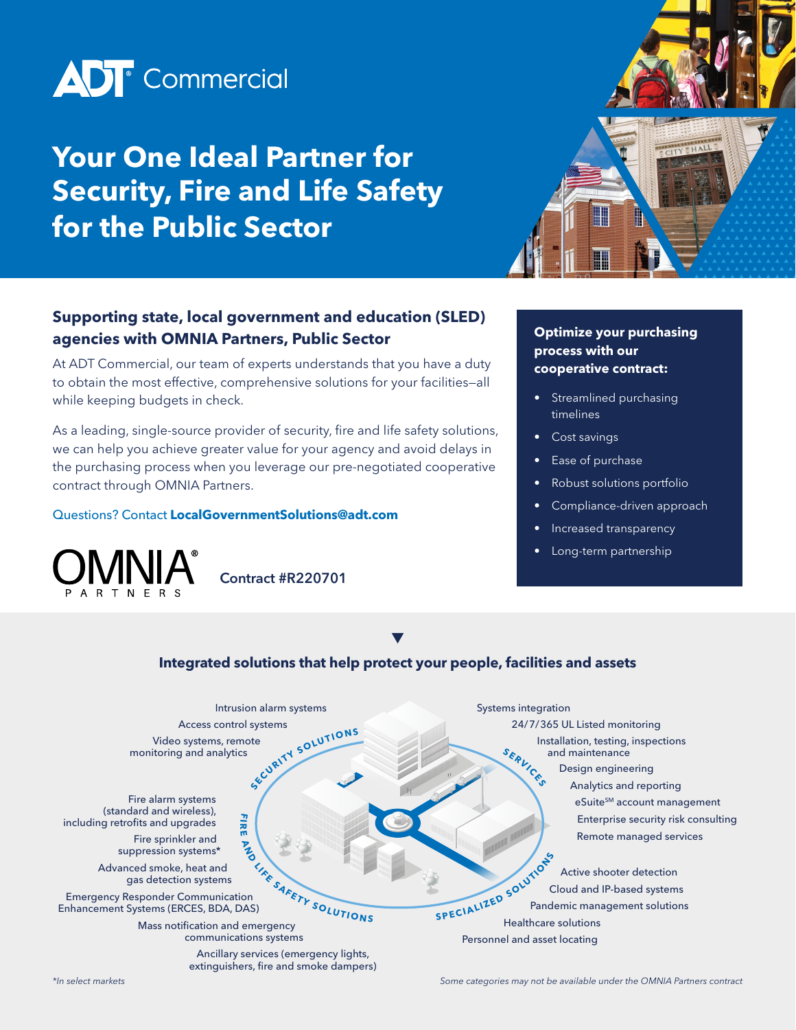# ADT Commercial

# Your One Ideal Partner for Security, Fire and Life Safety for the Public Sector

## Supporting state, local government and education (SLED) agencies with OMNIA Partners, Public Sector

At ADT Commercial, our team of experts understands that you have a duty to obtain the most effective, comprehensive solutions for your facilities—all while keeping budgets in check.

As a leading, single-source provider of security, fire and life safety solutions, we can help you achieve greater value for your agency and avoid delays in the purchasing process when you leverage our pre-negotiated cooperative contract through OMNIA Partners.

Questions? Contact **LocalGovernmentSolutions@adt.com**

OMNIA® PARTNERS

**Contract #R220701**

### Optimize your purchasing process with our cooperative contract:

- Streamlined purchasing timelines
- Cost savings
- Ease of purchase
- Robust solutions portfolio
- Compliance-driven approach
- Increased transparency
- Long-term partnership

## Integrated solutions that help protect your people, facilities and assets

### Security Solutions

- Intrusion alarm systems
- Access control systems
- Video systems, remote monitoring and analytics

### Fire and Life Safety Solutions

- Fire alarm systems (standard and wireless), including retrofits and upgrades
- Fire sprinkler and suppression systems*
- Advanced smoke, heat and gas detection systems
- Emergency Responder Communication Enhancement Systems (ERCES, BDA, DAS)
- Mass notification and emergency communications systems
- Ancillary services (emergency lights, extinguishers, fire and smoke dampers)

### Services

- Systems integration
- 24/7/365 UL Listed monitoring
- Installation, testing, inspections and maintenance
- Design engineering
- Analytics and reporting
- eSuite℠ account management
- Enterprise security risk consulting
- Remote managed services

### Specialized Solutions

- Active shooter detection
- Cloud and IP-based systems
- Pandemic management solutions
- Healthcare solutions
- Personnel and asset locating

*In select markets

*Some categories may not be available under the OMNIA Partners contract*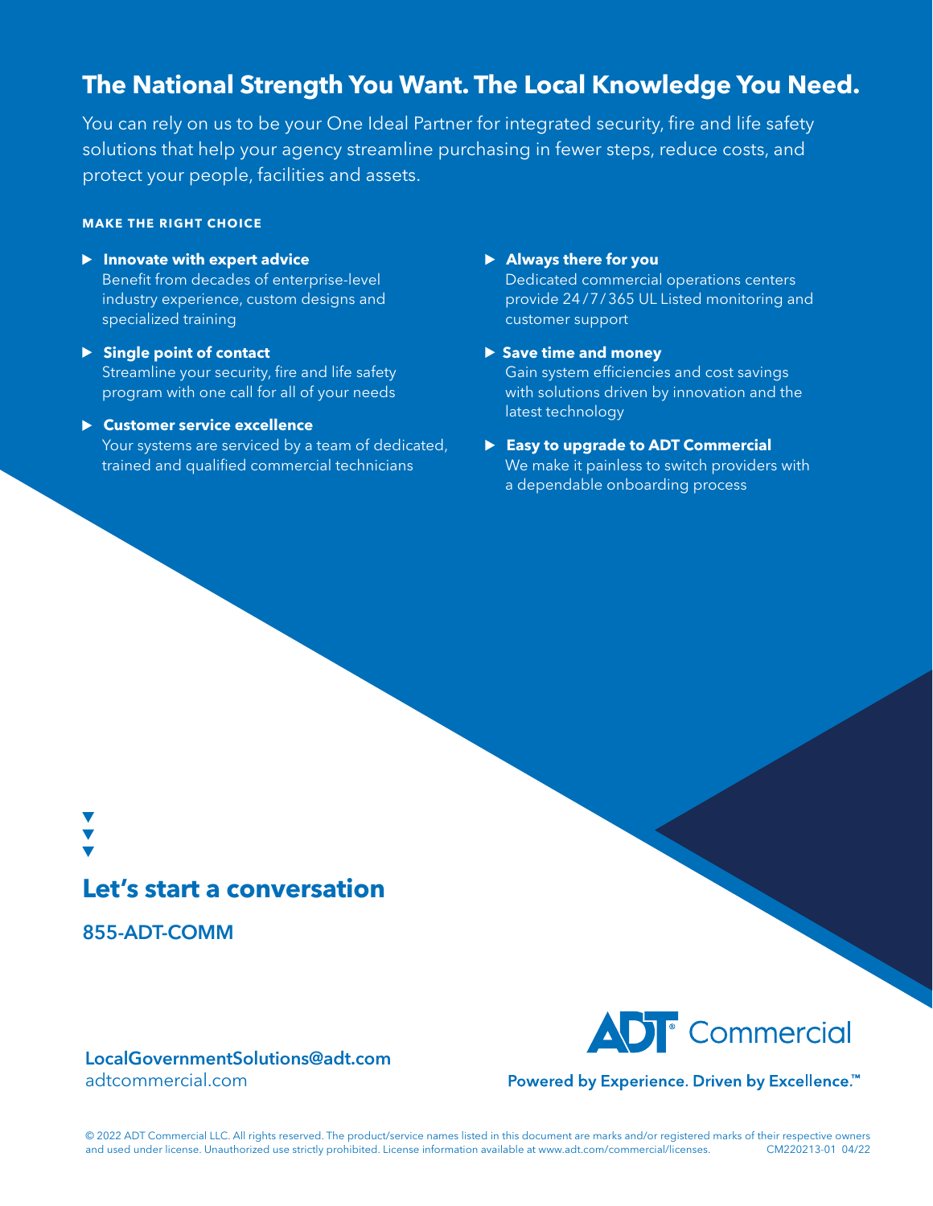# The National Strength You Want. The Local Knowledge You Need.

You can rely on us to be your One Ideal Partner for integrated security, fire and life safety solutions that help your agency streamline purchasing in fewer steps, reduce costs, and protect your people, facilities and assets.

**MAKE THE RIGHT CHOICE**

- **Innovate with expert advice**
  Benefit from decades of enterprise-level industry experience, custom designs and specialized training
- **Single point of contact**
  Streamline your security, fire and life safety program with one call for all of your needs
- **Customer service excellence**
  Your systems are serviced by a team of dedicated, trained and qualified commercial technicians
- **Always there for you**
  Dedicated commercial operations centers provide 24/7/365 UL Listed monitoring and customer support
- **Save time and money**
  Gain system efficiencies and cost savings with solutions driven by innovation and the latest technology
- **Easy to upgrade to ADT Commercial**
  We make it painless to switch providers with a dependable onboarding process

## Let's start a conversation

**855-ADT-COMM**

**LocalGovernmentSolutions@adt.com**
adtcommercial.com

ADT® Commercial

Powered by Experience. Driven by Excellence.™

© 2022 ADT Commercial LLC. All rights reserved. The product/service names listed in this document are marks and/or registered marks of their respective owners and used under license. Unauthorized use strictly prohibited. License information available at www.adt.com/commercial/licenses. CM220213-01 04/22